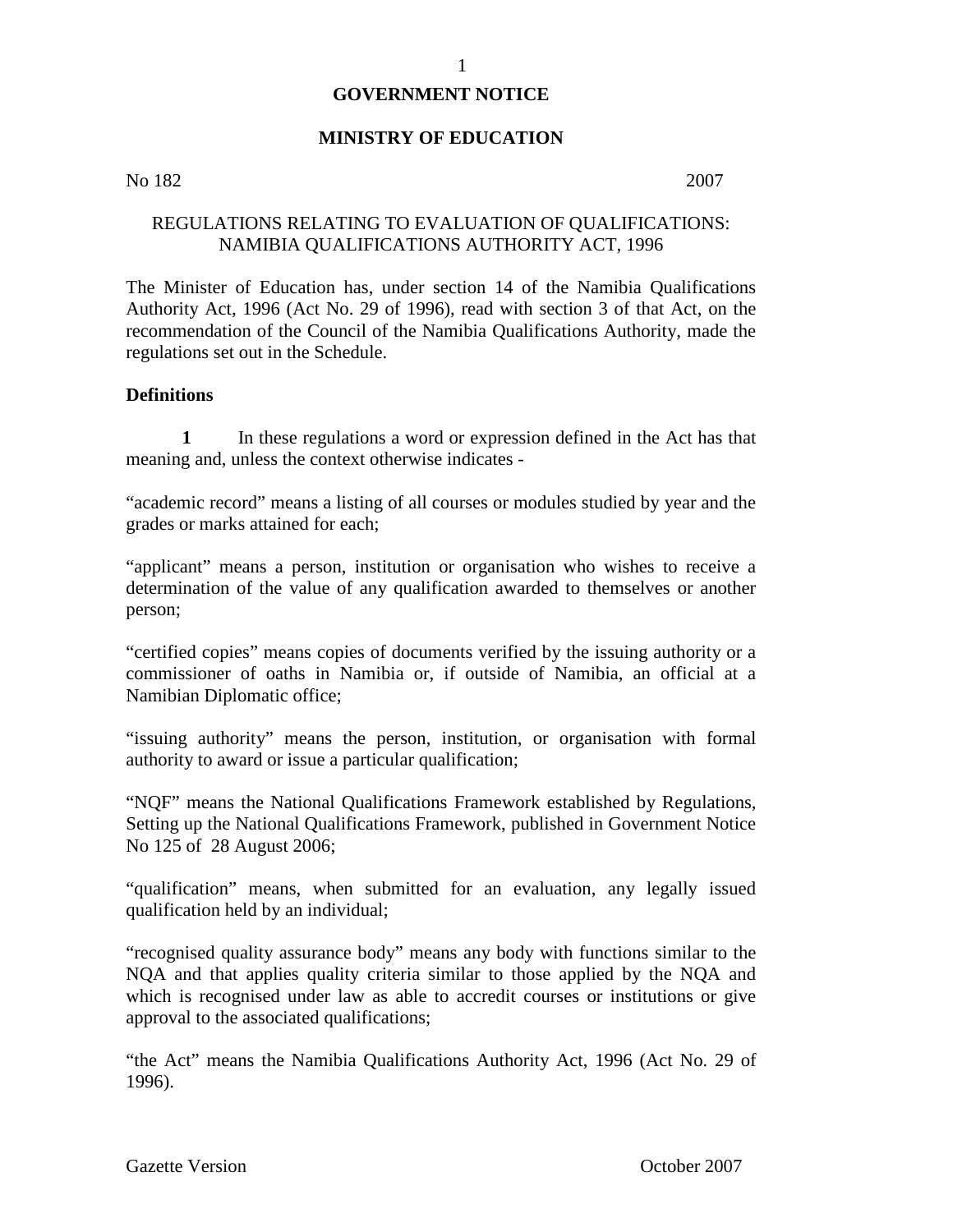# GOVERNMENT NOTICE

## MINISTRY OF EDUCATION

No 182 2007

REGULATIONS RELATING TO EVALUATION OF QUALIFICATIONS: NAMIBIA QUALIFICATIONS AUTHORITY ACT, 1996

The Minister of Education has, under section 14 of the Namibia Qualifications Authority Act, 1996 (Act No. 29 of 1996), read with section 3 of that Act, on the recommendation of the Council of the Namibia Qualifications Authority, made the regulations set out in the Schedule.

### Definitions

**1** In these regulations a word or expression defined in the Act has that meaning and, unless the context otherwise indicates -

"academic record" means a listing of all courses or modules studied by year and the grades or marks attained for each;

"applicant" means a person, institution or organisation who wishes to receive a determination of the value of any qualification awarded to themselves or another person;

"certified copies" means copies of documents verified by the issuing authority or a commissioner of oaths in Namibia or, if outside of Namibia, an official at a Namibian Diplomatic office;

"issuing authority" means the person, institution, or organisation with formal authority to award or issue a particular qualification;

"NQF" means the National Qualifications Framework established by Regulations, Setting up the National Qualifications Framework, published in Government Notice No 125 of 28 August 2006;

"qualification" means, when submitted for an evaluation, any legally issued qualification held by an individual;

"recognised quality assurance body" means any body with functions similar to the NQA and that applies quality criteria similar to those applied by the NQA and which is recognised under law as able to accredit courses or institutions or give approval to the associated qualifications;

"the Act" means the Namibia Qualifications Authority Act, 1996 (Act No. 29 of 1996).

Gazette Version October 2007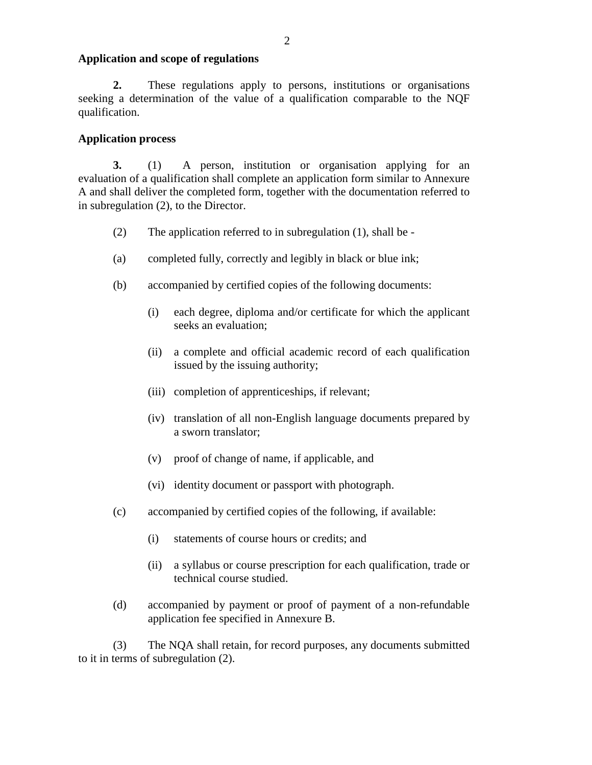**Application and scope of regulations**

**2.** These regulations apply to persons, institutions or organisations seeking a determination of the value of a qualification comparable to the NQF qualification.

**Application process**

**3.** (1) A person, institution or organisation applying for an evaluation of a qualification shall complete an application form similar to Annexure A and shall deliver the completed form, together with the documentation referred to in subregulation (2), to the Director.

(2) The application referred to in subregulation (1), shall be -

(a) completed fully, correctly and legibly in black or blue ink;

(b) accompanied by certified copies of the following documents:

- (i) each degree, diploma and/or certificate for which the applicant seeks an evaluation;
- (ii) a complete and official academic record of each qualification issued by the issuing authority;
- (iii) completion of apprenticeships, if relevant;
- (iv) translation of all non-English language documents prepared by a sworn translator;
- (v) proof of change of name, if applicable, and
- (vi) identity document or passport with photograph.

(c) accompanied by certified copies of the following, if available:

- (i) statements of course hours or credits; and
- (ii) a syllabus or course prescription for each qualification, trade or technical course studied.

(d) accompanied by payment or proof of payment of a non-refundable application fee specified in Annexure B.

(3) The NQA shall retain, for record purposes, any documents submitted to it in terms of subregulation (2).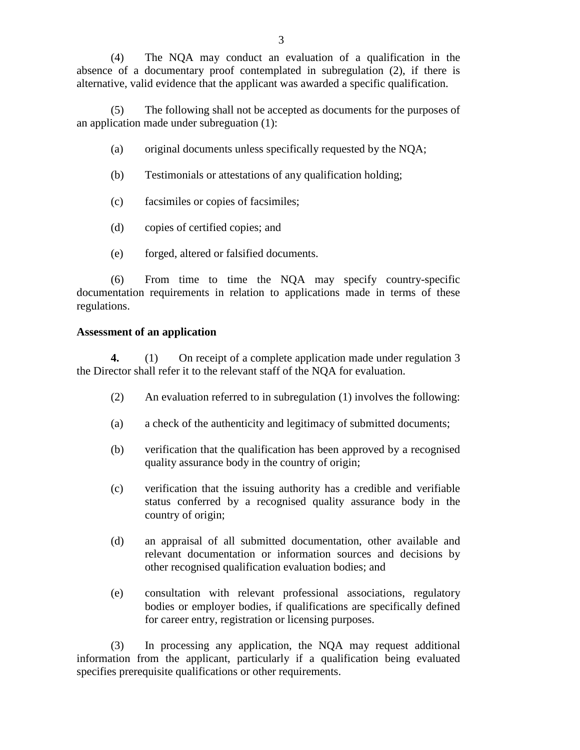(4) The NQA may conduct an evaluation of a qualification in the absence of a documentary proof contemplated in subregulation (2), if there is alternative, valid evidence that the applicant was awarded a specific qualification.

(5) The following shall not be accepted as documents for the purposes of an application made under subreguation (1):

(a) original documents unless specifically requested by the NQA;

(b) Testimonials or attestations of any qualification holding;

(c) facsimiles or copies of facsimiles;

(d) copies of certified copies; and

(e) forged, altered or falsified documents.

(6) From time to time the NQA may specify country-specific documentation requirements in relation to applications made in terms of these regulations.

**Assessment of an application**

**4.** (1) On receipt of a complete application made under regulation 3 the Director shall refer it to the relevant staff of the NQA for evaluation.

(2) An evaluation referred to in subregulation (1) involves the following:

(a) a check of the authenticity and legitimacy of submitted documents;

(b) verification that the qualification has been approved by a recognised quality assurance body in the country of origin;

(c) verification that the issuing authority has a credible and verifiable status conferred by a recognised quality assurance body in the country of origin;

(d) an appraisal of all submitted documentation, other available and relevant documentation or information sources and decisions by other recognised qualification evaluation bodies; and

(e) consultation with relevant professional associations, regulatory bodies or employer bodies, if qualifications are specifically defined for career entry, registration or licensing purposes.

(3) In processing any application, the NQA may request additional information from the applicant, particularly if a qualification being evaluated specifies prerequisite qualifications or other requirements.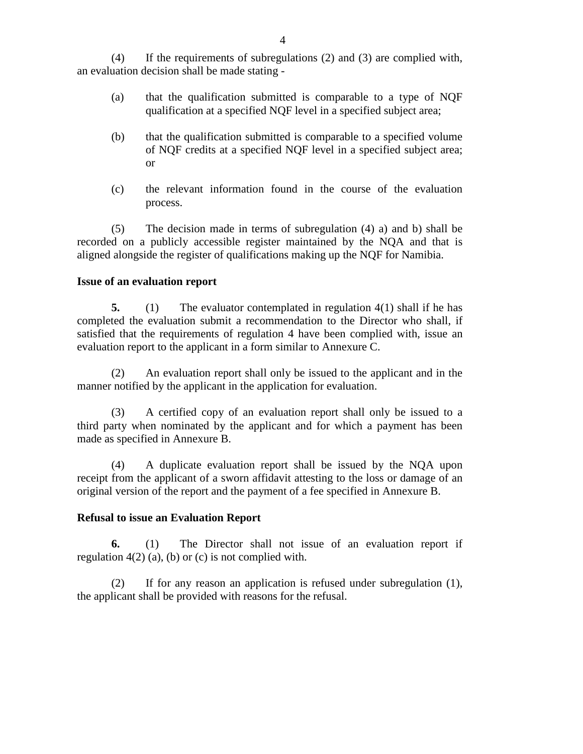(4) If the requirements of subregulations (2) and (3) are complied with, an evaluation decision shall be made stating -

(a) that the qualification submitted is comparable to a type of NQF qualification at a specified NQF level in a specified subject area;

(b) that the qualification submitted is comparable to a specified volume of NQF credits at a specified NQF level in a specified subject area; or

(c) the relevant information found in the course of the evaluation process.

(5) The decision made in terms of subregulation (4) a) and b) shall be recorded on a publicly accessible register maintained by the NQA and that is aligned alongside the register of qualifications making up the NQF for Namibia.

**Issue of an evaluation report**

**5.** (1) The evaluator contemplated in regulation 4(1) shall if he has completed the evaluation submit a recommendation to the Director who shall, if satisfied that the requirements of regulation 4 have been complied with, issue an evaluation report to the applicant in a form similar to Annexure C.

(2) An evaluation report shall only be issued to the applicant and in the manner notified by the applicant in the application for evaluation.

(3) A certified copy of an evaluation report shall only be issued to a third party when nominated by the applicant and for which a payment has been made as specified in Annexure B.

(4) A duplicate evaluation report shall be issued by the NQA upon receipt from the applicant of a sworn affidavit attesting to the loss or damage of an original version of the report and the payment of a fee specified in Annexure B.

**Refusal to issue an Evaluation Report**

**6.** (1) The Director shall not issue of an evaluation report if regulation 4(2) (a), (b) or (c) is not complied with.

(2) If for any reason an application is refused under subregulation (1), the applicant shall be provided with reasons for the refusal.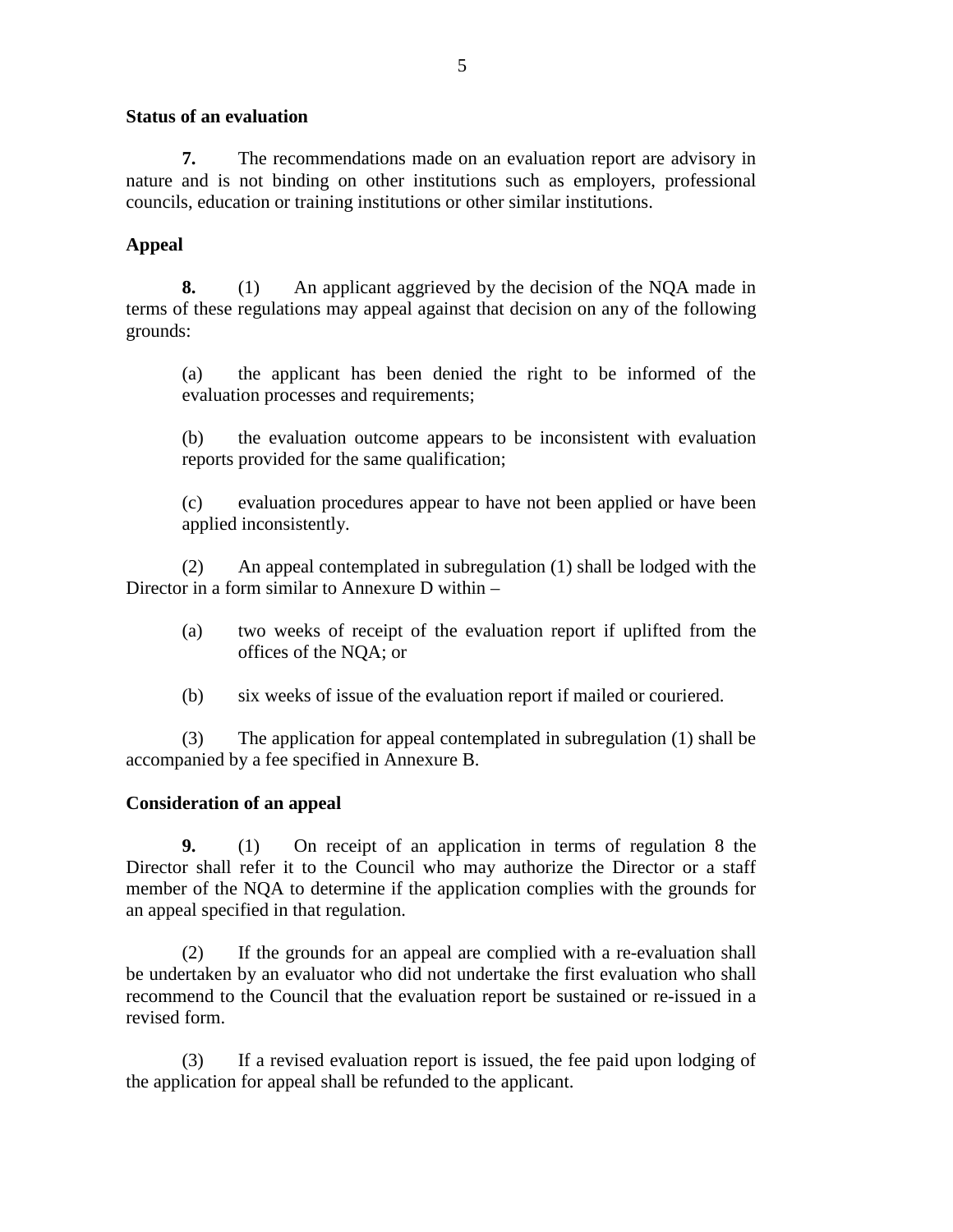**Status of an evaluation**

**7.** The recommendations made on an evaluation report are advisory in nature and is not binding on other institutions such as employers, professional councils, education or training institutions or other similar institutions.

**Appeal**

**8.** (1) An applicant aggrieved by the decision of the NQA made in terms of these regulations may appeal against that decision on any of the following grounds:

(a) the applicant has been denied the right to be informed of the evaluation processes and requirements;

(b) the evaluation outcome appears to be inconsistent with evaluation reports provided for the same qualification;

(c) evaluation procedures appear to have not been applied or have been applied inconsistently.

(2) An appeal contemplated in subregulation (1) shall be lodged with the Director in a form similar to Annexure D within –

(a) two weeks of receipt of the evaluation report if uplifted from the offices of the NQA; or

(b) six weeks of issue of the evaluation report if mailed or couriered.

(3) The application for appeal contemplated in subregulation (1) shall be accompanied by a fee specified in Annexure B.

**Consideration of an appeal**

**9.** (1) On receipt of an application in terms of regulation 8 the Director shall refer it to the Council who may authorize the Director or a staff member of the NQA to determine if the application complies with the grounds for an appeal specified in that regulation.

(2) If the grounds for an appeal are complied with a re-evaluation shall be undertaken by an evaluator who did not undertake the first evaluation who shall recommend to the Council that the evaluation report be sustained or re-issued in a revised form.

(3) If a revised evaluation report is issued, the fee paid upon lodging of the application for appeal shall be refunded to the applicant.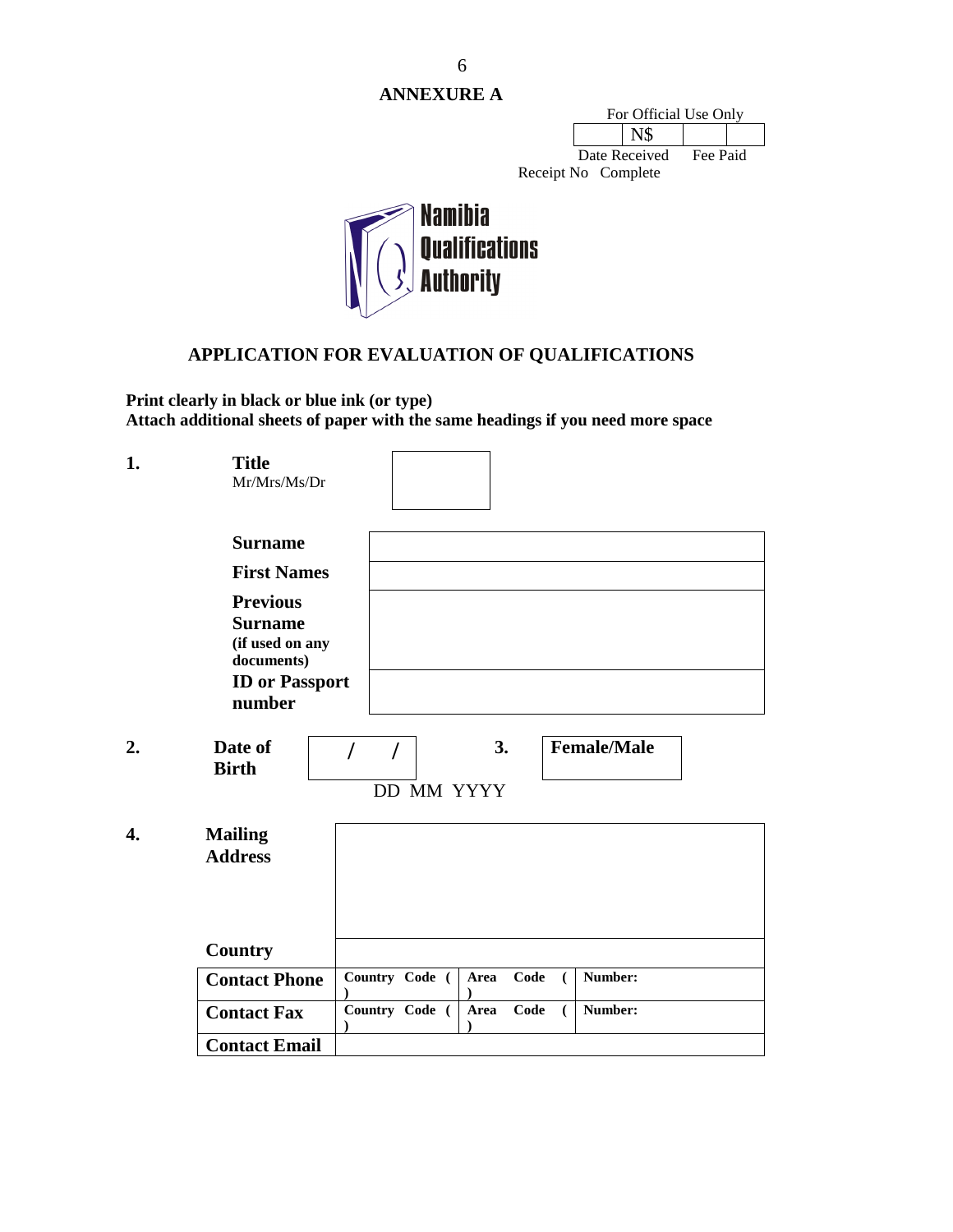## ANNEXURE A

For Official Use Only

| | N$ | | |
|---|---|---|---|

Date Received Fee Paid
Receipt No Complete

Namibia Qualifications Authority

## APPLICATION FOR EVALUATION OF QUALIFICATIONS

**Print clearly in black or blue ink (or type)**
**Attach additional sheets of paper with the same headings if you need more space**

**1.** **Title**
Mr/Mrs/Ms/Dr

| | |
|---|---|
| **Surname** | |
| **First Names** | |
| **Previous Surname** (if used on any documents) | |
| **ID or Passport number** | |

**2.** **Date of Birth** / / DD MM YYYY

**3.** **Female/Male**

**4.** **Mailing Address**

| | | | |
|---|---|---|---|
| **Country** | | | |
| **Contact Phone** | **Country Code ( )** | **Area Code ( )** | **Number:** |
| **Contact Fax** | **Country Code ( )** | **Area Code ( )** | **Number:** |
| **Contact Email** | | | |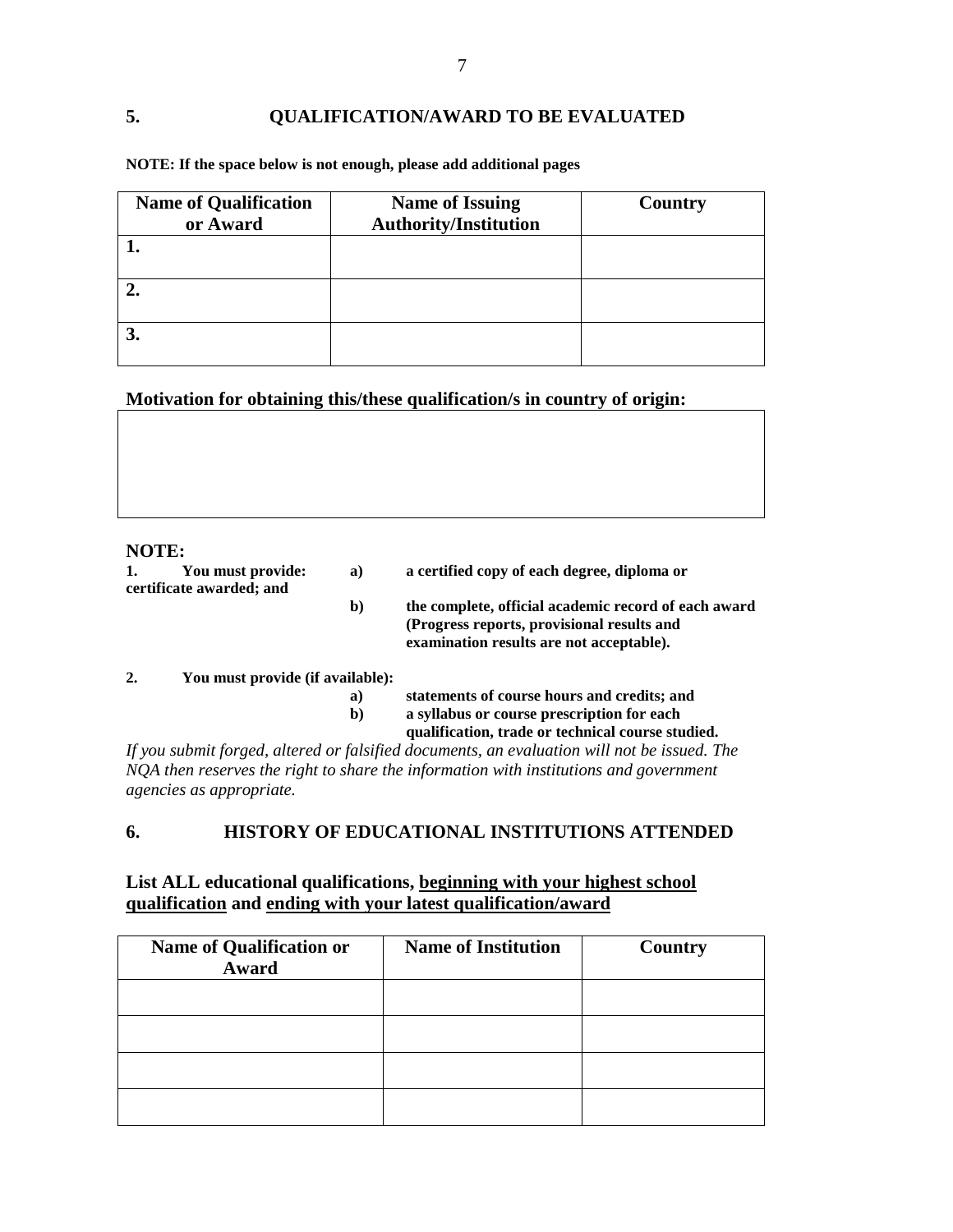## 5. QUALIFICATION/AWARD TO BE EVALUATED

**NOTE: If the space below is not enough, please add additional pages**

| Name of Qualification or Award | Name of Issuing Authority/Institution | Country |
|---|---|---|
| **1.** | | |
| **2.** | | |
| **3.** | | |

**Motivation for obtaining this/these qualification/s in country of origin:**

| |
|---|
| |

**NOTE:**

**1. You must provide:**
- **a) a certified copy of each degree, diploma or certificate awarded; and**
- **b) the complete, official academic record of each award (Progress reports, provisional results and examination results are not acceptable).**

**2. You must provide (if available):**
- **a) statements of course hours and credits; and**
- **b) a syllabus or course prescription for each qualification, trade or technical course studied.**

*If you submit forged, altered or falsified documents, an evaluation will not be issued. The NQA then reserves the right to share the information with institutions and government agencies as appropriate.*

## 6. HISTORY OF EDUCATIONAL INSTITUTIONS ATTENDED

**List ALL educational qualifications, <u>beginning with your highest school qualification</u> and <u>ending with your latest qualification/award</u>**

| Name of Qualification or Award | Name of Institution | Country |
|---|---|---|
| | | |
| | | |
| | | |
| | | |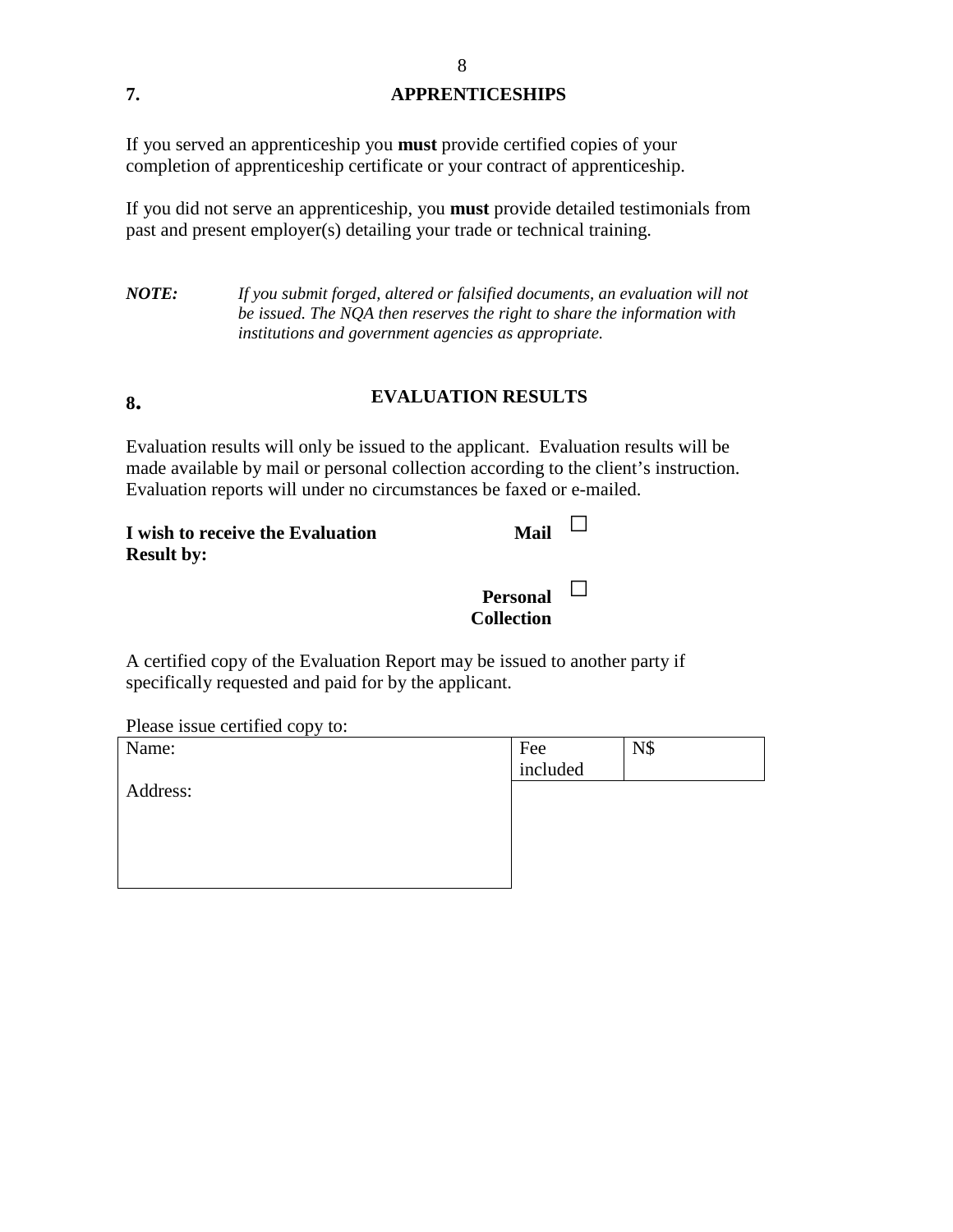## 7. APPRENTICESHIPS

If you served an apprenticeship you **must** provide certified copies of your completion of apprenticeship certificate or your contract of apprenticeship.

If you did not serve an apprenticeship, you **must** provide detailed testimonials from past and present employer(s) detailing your trade or technical training.

***NOTE:*** *If you submit forged, altered or falsified documents, an evaluation will not be issued. The NQA then reserves the right to share the information with institutions and government agencies as appropriate.*

## 8. EVALUATION RESULTS

Evaluation results will only be issued to the applicant. Evaluation results will be made available by mail or personal collection according to the client's instruction. Evaluation reports will under no circumstances be faxed or e-mailed.

**I wish to receive the Evaluation Result by:**

**Mail** ☐

**Personal Collection** ☐

A certified copy of the Evaluation Report may be issued to another party if specifically requested and paid for by the applicant.

Please issue certified copy to:

| Name: | Fee included | N$ |
|---|---|---|
| Address: | | |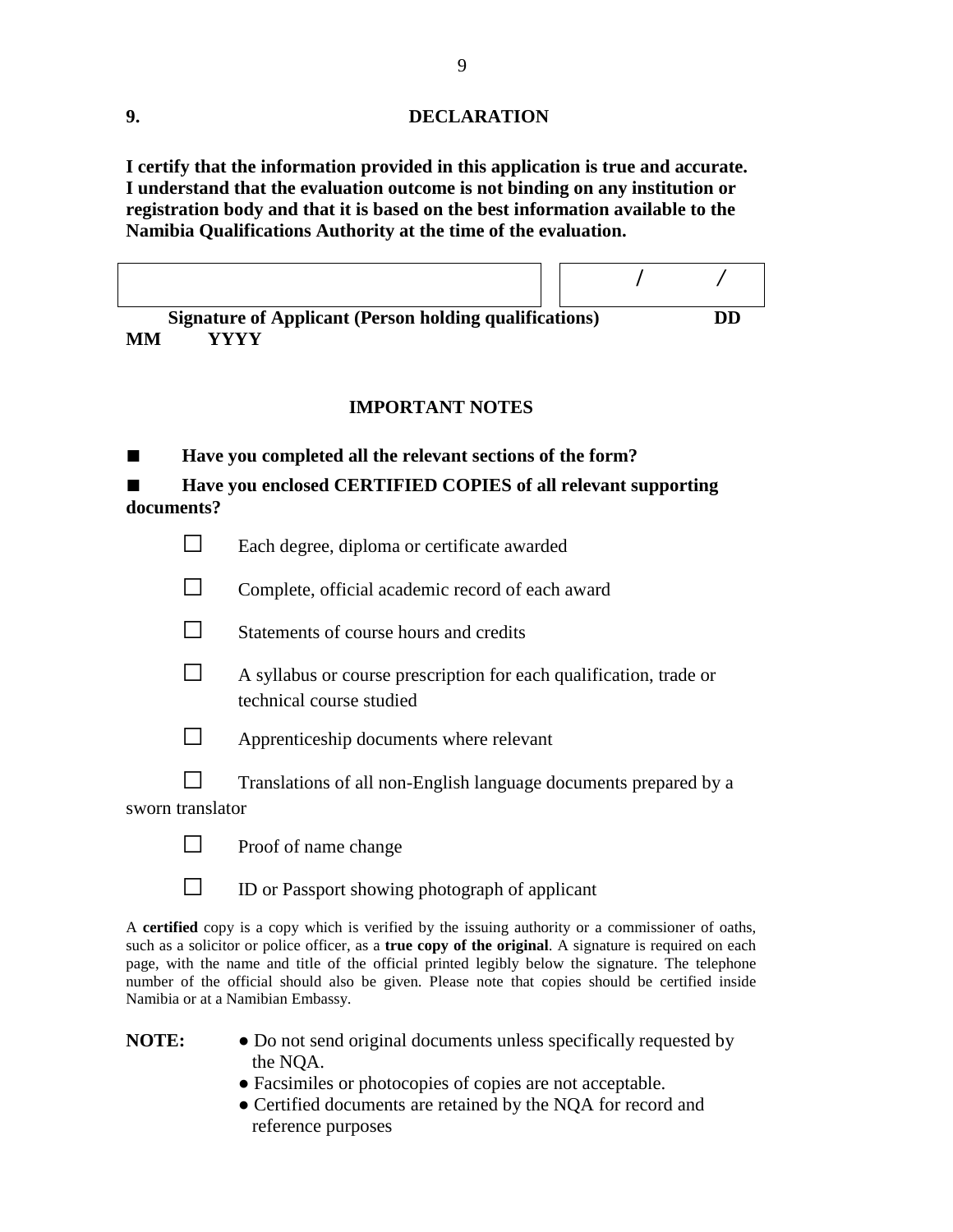## 9. DECLARATION

**I certify that the information provided in this application is true and accurate. I understand that the evaluation outcome is not binding on any institution or registration body and that it is based on the best information available to the Namibia Qualifications Authority at the time of the evaluation.**

| | / / |
|---|---|
| **Signature of Applicant (Person holding qualifications)** | **DD MM YYYY** |

### IMPORTANT NOTES

■ **Have you completed all the relevant sections of the form?**

■ **Have you enclosed CERTIFIED COPIES of all relevant supporting documents?**

- ☐ Each degree, diploma or certificate awarded
- ☐ Complete, official academic record of each award
- ☐ Statements of course hours and credits
- ☐ A syllabus or course prescription for each qualification, trade or technical course studied
- ☐ Apprenticeship documents where relevant
- ☐ Translations of all non-English language documents prepared by a sworn translator
- ☐ Proof of name change
- ☐ ID or Passport showing photograph of applicant

A **certified** copy is a copy which is verified by the issuing authority or a commissioner of oaths, such as a solicitor or police officer, as a **true copy of the original**. A signature is required on each page, with the name and title of the official printed legibly below the signature. The telephone number of the official should also be given. Please note that copies should be certified inside Namibia or at a Namibian Embassy.

**NOTE:**
- Do not send original documents unless specifically requested by the NQA.
- Facsimiles or photocopies of copies are not acceptable.
- Certified documents are retained by the NQA for record and reference purposes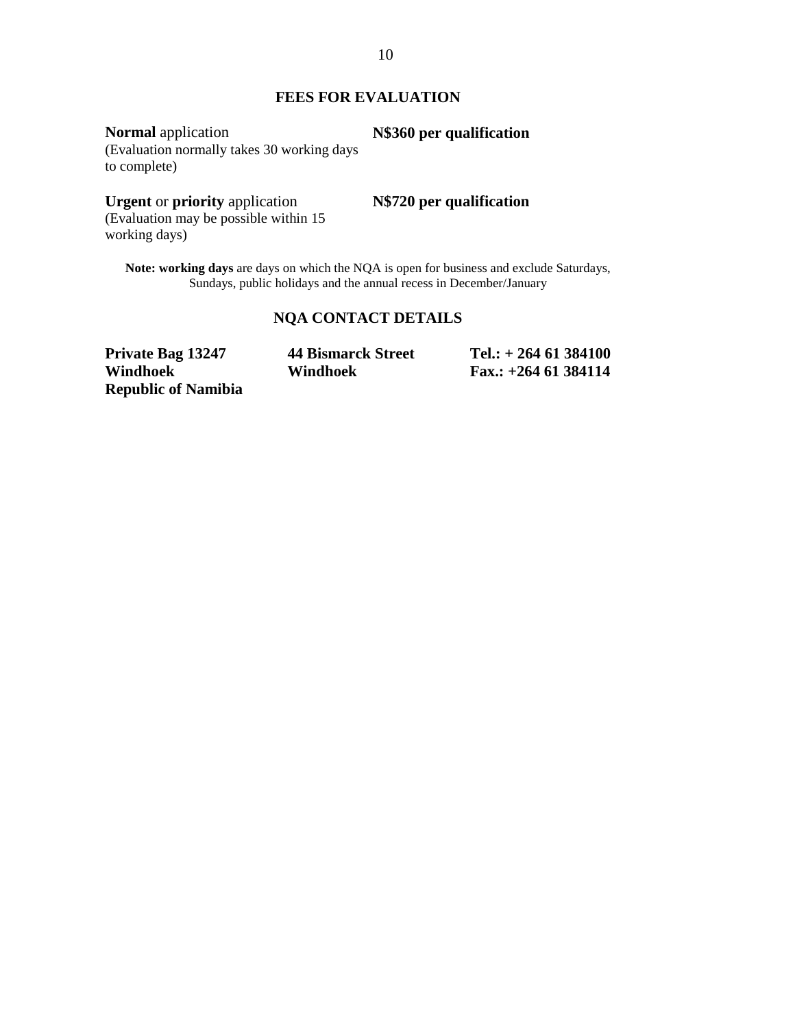## FEES FOR EVALUATION

| | |
|---|---|
| **Normal** application<br>(Evaluation normally takes 30 working days to complete) | **N$360 per qualification** |
| **Urgent** or **priority** application<br>(Evaluation may be possible within 15 working days) | **N$720 per qualification** |

**Note: working days** are days on which the NQA is open for business and exclude Saturdays, Sundays, public holidays and the annual recess in December/January

## NQA CONTACT DETAILS

| | | |
|---|---|---|
| **Private Bag 13247**<br>**Windhoek**<br>**Republic of Namibia** | **44 Bismarck Street**<br>**Windhoek** | **Tel.: + 264 61 384100**<br>**Fax.: +264 61 384114** |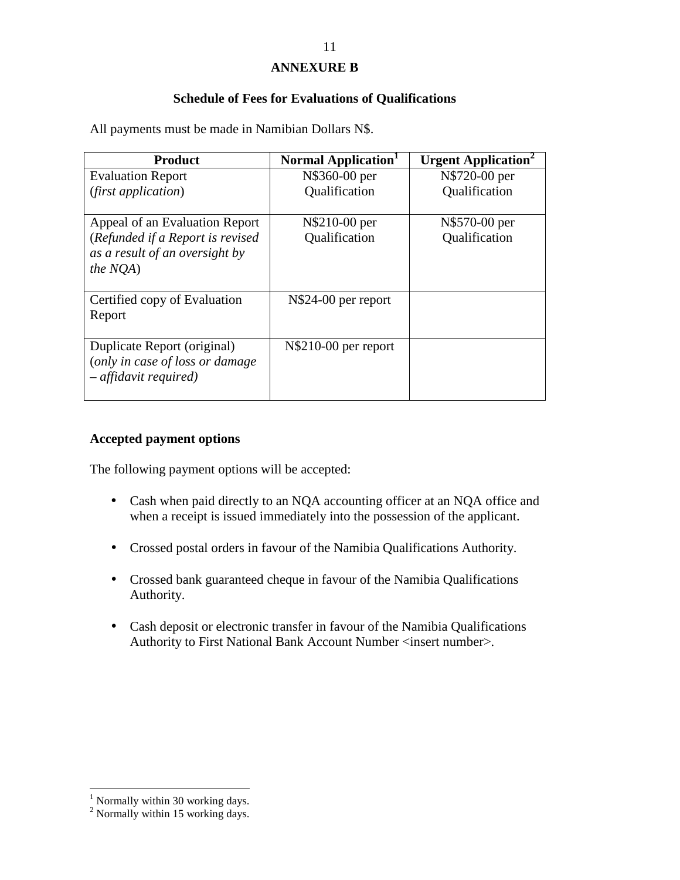## ANNEXURE B

### Schedule of Fees for Evaluations of Qualifications

All payments must be made in Namibian Dollars N$.

| Product | Normal Application[1] | Urgent Application[2] |
|---|---|---|
| Evaluation Report (*first application*) | N$360-00 per Qualification | N$720-00 per Qualification |
| Appeal of an Evaluation Report (*Refunded if a Report is revised as a result of an oversight by the NQA*) | N$210-00 per Qualification | N$570-00 per Qualification |
| Certified copy of Evaluation Report | N$24-00 per report | |
| Duplicate Report (original) (*only in case of loss or damage – affidavit required)* | N$210-00 per report | |

**Accepted payment options**

The following payment options will be accepted:

- Cash when paid directly to an NQA accounting officer at an NQA office and when a receipt is issued immediately into the possession of the applicant.
- Crossed postal orders in favour of the Namibia Qualifications Authority.
- Crossed bank guaranteed cheque in favour of the Namibia Qualifications Authority.
- Cash deposit or electronic transfer in favour of the Namibia Qualifications Authority to First National Bank Account Number <insert number>.

[1] Normally within 30 working days.
[2] Normally within 15 working days.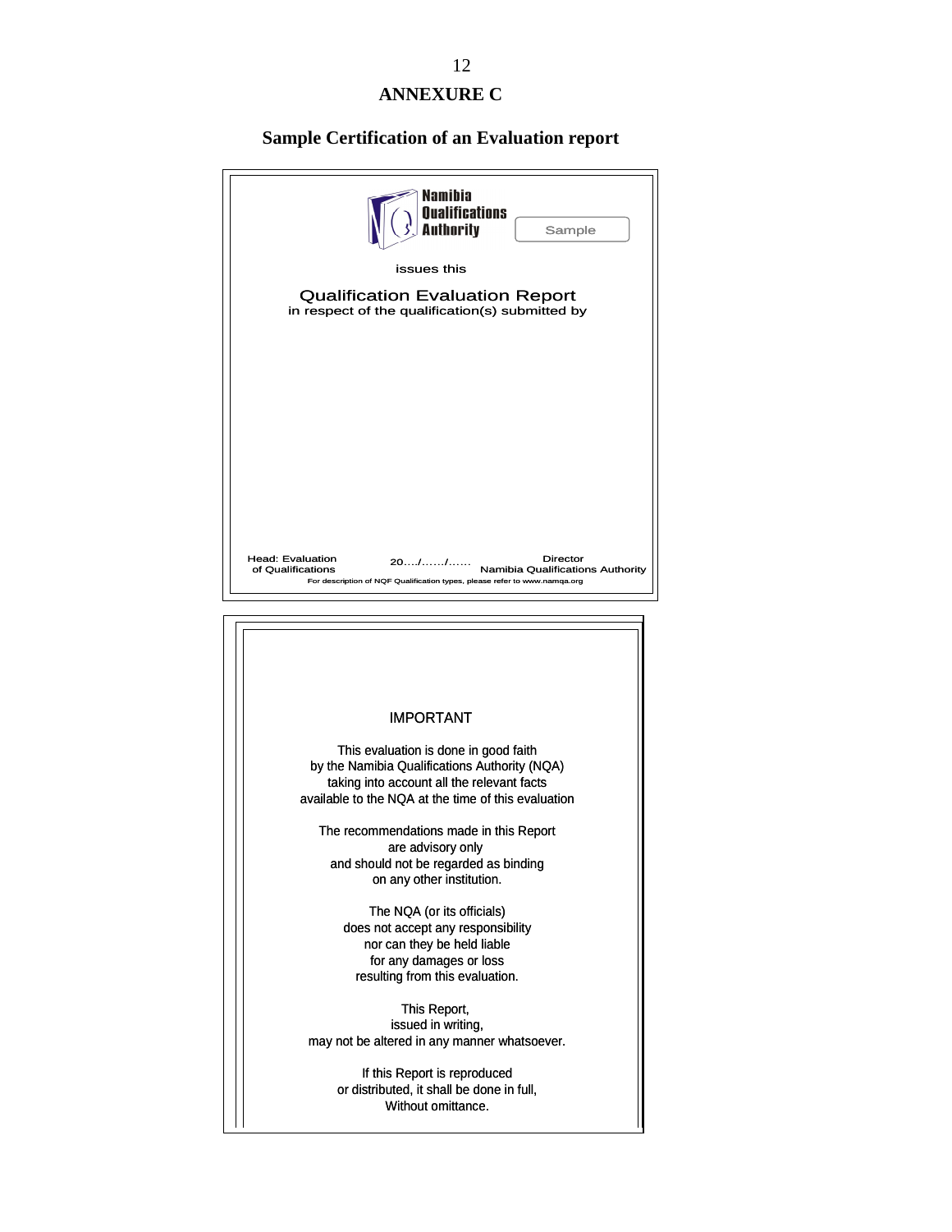# ANNEXURE C

## Sample Certification of an Evaluation report

Namibia Qualifications Authority

Sample

issues this

Qualification Evaluation Report

in respect of the qualification(s) submitted by

Head: Evaluation of Qualifications

20…./……/……

Director
Namibia Qualifications Authority

For description of NQF Qualification types, please refer to www.namqa.org

---

IMPORTANT

This evaluation is done in good faith
by the Namibia Qualifications Authority (NQA)
taking into account all the relevant facts
available to the NQA at the time of this evaluation

The recommendations made in this Report
are advisory only
and should not be regarded as binding
on any other institution.

The NQA (or its officials)
does not accept any responsibility
nor can they be held liable
for any damages or loss
resulting from this evaluation.

This Report,
issued in writing,
may not be altered in any manner whatsoever.

If this Report is reproduced
or distributed, it shall be done in full,
Without omittance.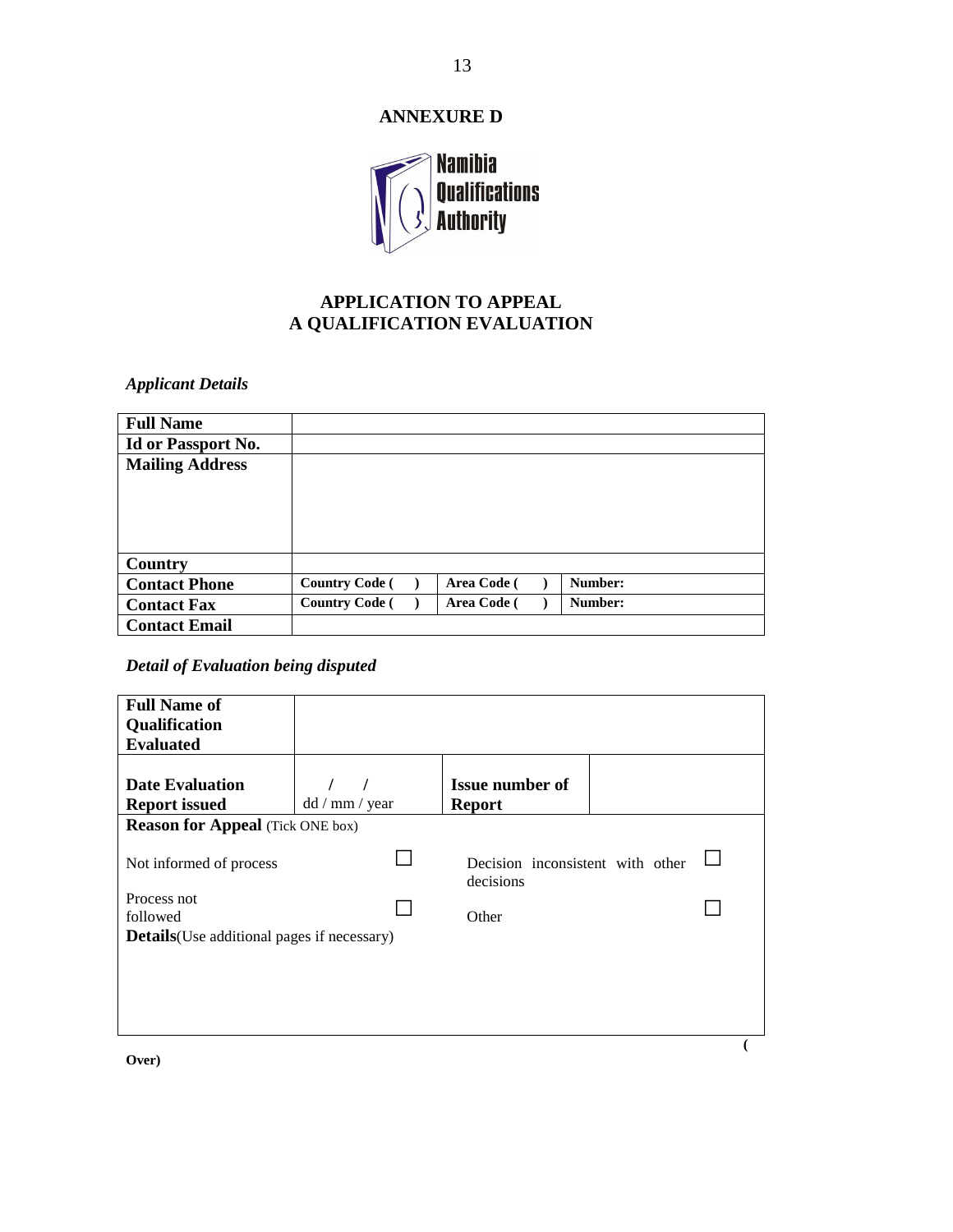# ANNEXURE D

Namibia Qualifications Authority

## APPLICATION TO APPEAL A QUALIFICATION EVALUATION

### *Applicant Details*

| | | | |
|---|---|---|---|
| **Full Name** | | | |
| **Id or Passport No.** | | | |
| **Mailing Address** | | | |
| **Country** | | | |
| **Contact Phone** | **Country Code ( )** | **Area Code ( )** | **Number:** |
| **Contact Fax** | **Country Code ( )** | **Area Code ( )** | **Number:** |
| **Contact Email** | | | |

### *Detail of Evaluation being disputed*

| | | | |
|---|---|---|---|
| **Full Name of Qualification Evaluated** | | | |
| **Date Evaluation Report issued** | / / <br> dd / mm / year | **Issue number of Report** | |

**Reason for Appeal** (Tick ONE box)

| | | | |
|---|---|---|---|
| Not informed of process | ☐ | Decision inconsistent with other decisions | ☐ |
| Process not followed | ☐ | Other | ☐ |

**Details**(Use additional pages if necessary)

(Over)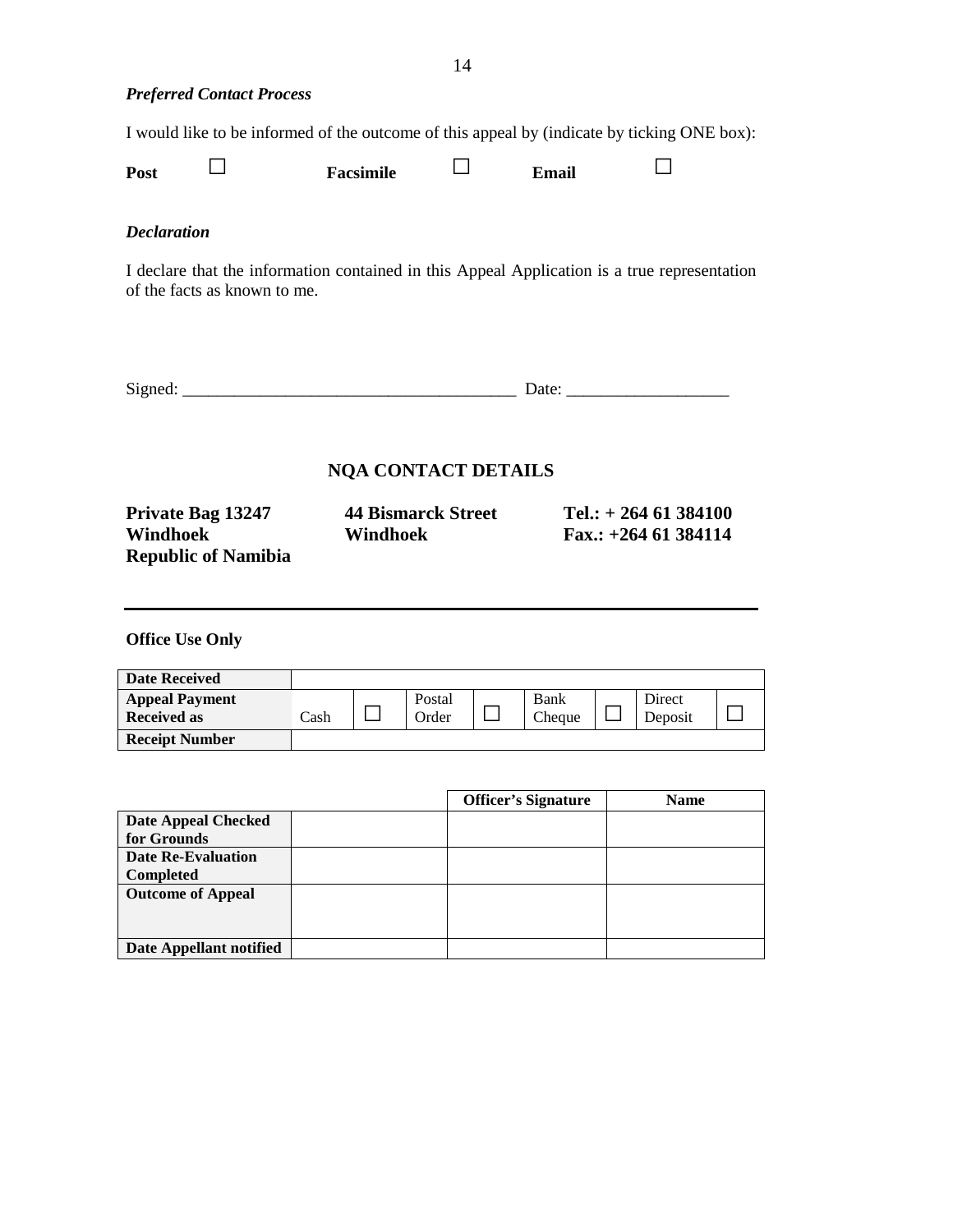### *Preferred Contact Process*

I would like to be informed of the outcome of this appeal by (indicate by ticking ONE box):

**Post** ☐ **Facsimile** ☐ **Email** ☐

### *Declaration*

I declare that the information contained in this Appeal Application is a true representation of the facts as known to me.

Signed: _______________________________________ Date: ___________________

## NQA CONTACT DETAILS

| | | |
|---|---|---|
| **Private Bag 13247**<br>**Windhoek**<br>**Republic of Namibia** | **44 Bismarck Street**<br>**Windhoek** | **Tel.: + 264 61 384100**<br>**Fax.: +264 61 384114** |

---

**Office Use Only**

| | | | | | | | | |
|---|---|---|---|---|---|---|---|---|
| **Date Received** | | | | | | | | |
| **Appeal Payment Received as** | Cash | ☐ | Postal Order | ☐ | Bank Cheque | ☐ | Direct Deposit | ☐ |
| **Receipt Number** | | | | | | | | |

| | | Officer's Signature | Name |
|---|---|---|---|
| **Date Appeal Checked for Grounds** | | | |
| **Date Re-Evaluation Completed** | | | |
| **Outcome of Appeal** | | | |
| **Date Appellant notified** | | | |